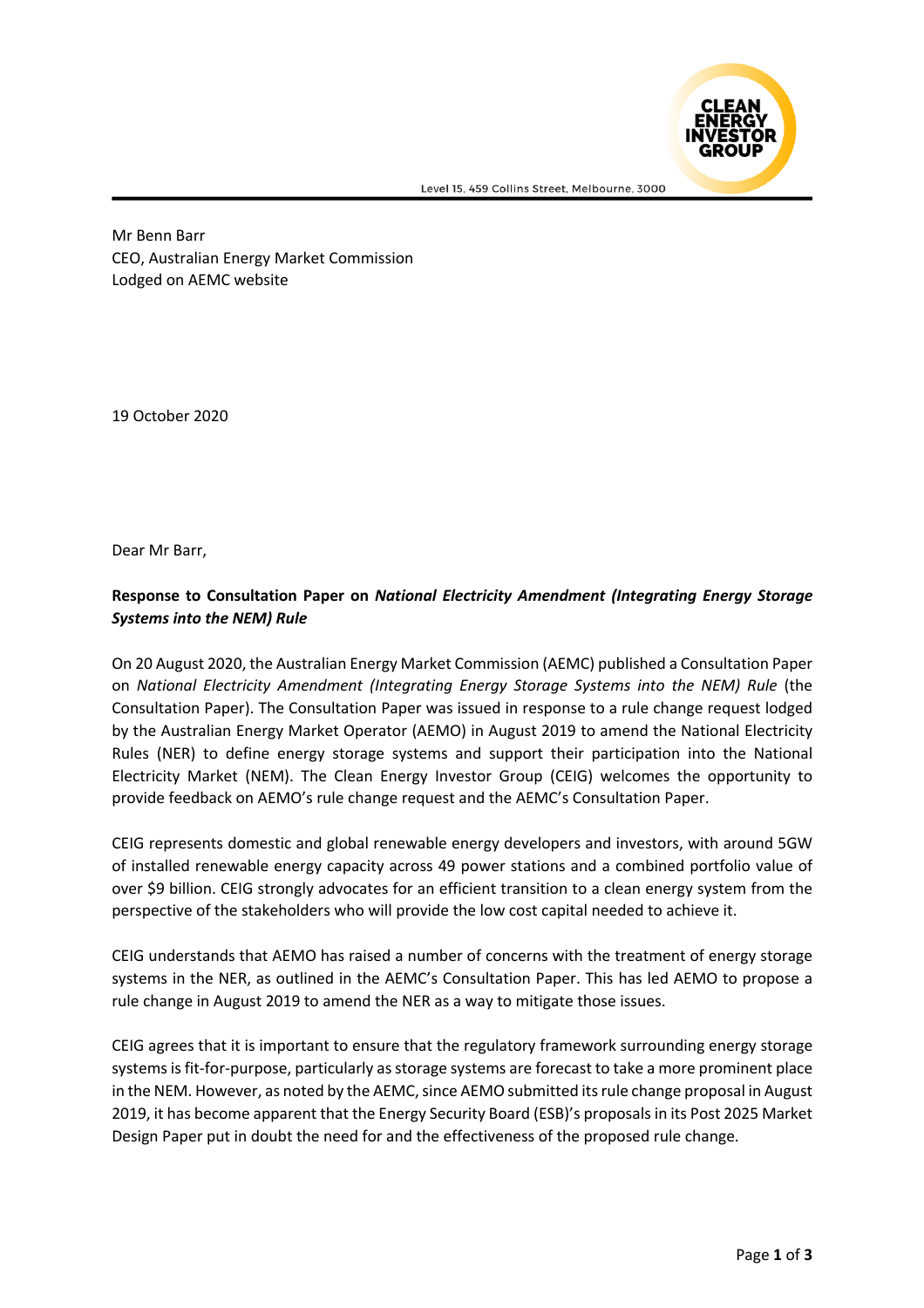Level 15, 459 Collins Street, Melbourne, 3000

Mr Benn Barr
CEO, Australian Energy Market Commission
Lodged on AEMC website

19 October 2020

Dear Mr Barr,

**Response to Consultation Paper on *National Electricity Amendment (Integrating Energy Storage Systems into the NEM) Rule***

On 20 August 2020, the Australian Energy Market Commission (AEMC) published a Consultation Paper on *National Electricity Amendment (Integrating Energy Storage Systems into the NEM) Rule* (the Consultation Paper). The Consultation Paper was issued in response to a rule change request lodged by the Australian Energy Market Operator (AEMO) in August 2019 to amend the National Electricity Rules (NER) to define energy storage systems and support their participation into the National Electricity Market (NEM). The Clean Energy Investor Group (CEIG) welcomes the opportunity to provide feedback on AEMO's rule change request and the AEMC's Consultation Paper.

CEIG represents domestic and global renewable energy developers and investors, with around 5GW of installed renewable energy capacity across 49 power stations and a combined portfolio value of over $9 billion. CEIG strongly advocates for an efficient transition to a clean energy system from the perspective of the stakeholders who will provide the low cost capital needed to achieve it.

CEIG understands that AEMO has raised a number of concerns with the treatment of energy storage systems in the NER, as outlined in the AEMC's Consultation Paper. This has led AEMO to propose a rule change in August 2019 to amend the NER as a way to mitigate those issues.

CEIG agrees that it is important to ensure that the regulatory framework surrounding energy storage systems is fit-for-purpose, particularly as storage systems are forecast to take a more prominent place in the NEM. However, as noted by the AEMC, since AEMO submitted its rule change proposal in August 2019, it has become apparent that the Energy Security Board (ESB)'s proposals in its Post 2025 Market Design Paper put in doubt the need for and the effectiveness of the proposed rule change.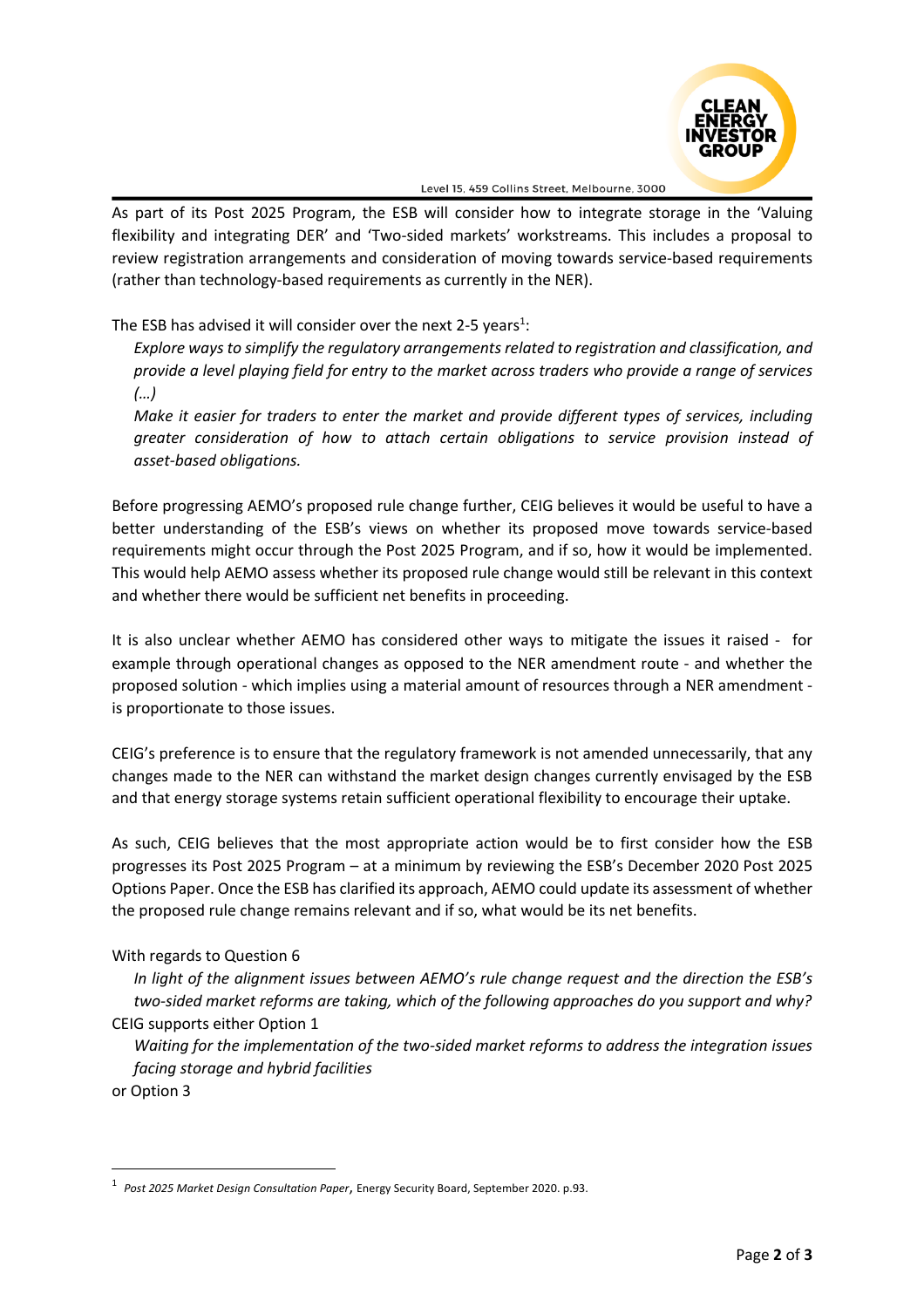As part of its Post 2025 Program, the ESB will consider how to integrate storage in the 'Valuing flexibility and integrating DER' and 'Two-sided markets' workstreams. This includes a proposal to review registration arrangements and consideration of moving towards service-based requirements (rather than technology-based requirements as currently in the NER).

The ESB has advised it will consider over the next 2-5 years[1]:

> *Explore ways to simplify the regulatory arrangements related to registration and classification, and provide a level playing field for entry to the market across traders who provide a range of services (…)*
>
> *Make it easier for traders to enter the market and provide different types of services, including greater consideration of how to attach certain obligations to service provision instead of asset-based obligations.*

Before progressing AEMO's proposed rule change further, CEIG believes it would be useful to have a better understanding of the ESB's views on whether its proposed move towards service-based requirements might occur through the Post 2025 Program, and if so, how it would be implemented. This would help AEMO assess whether its proposed rule change would still be relevant in this context and whether there would be sufficient net benefits in proceeding.

It is also unclear whether AEMO has considered other ways to mitigate the issues it raised - for example through operational changes as opposed to the NER amendment route - and whether the proposed solution - which implies using a material amount of resources through a NER amendment - is proportionate to those issues.

CEIG's preference is to ensure that the regulatory framework is not amended unnecessarily, that any changes made to the NER can withstand the market design changes currently envisaged by the ESB and that energy storage systems retain sufficient operational flexibility to encourage their uptake.

As such, CEIG believes that the most appropriate action would be to first consider how the ESB progresses its Post 2025 Program – at a minimum by reviewing the ESB's December 2020 Post 2025 Options Paper. Once the ESB has clarified its approach, AEMO could update its assessment of whether the proposed rule change remains relevant and if so, what would be its net benefits.

With regards to Question 6

> *In light of the alignment issues between AEMO's rule change request and the direction the ESB's two-sided market reforms are taking, which of the following approaches do you support and why?*

CEIG supports either Option 1

> *Waiting for the implementation of the two-sided market reforms to address the integration issues facing storage and hybrid facilities*

or Option 3

---

[1] *Post 2025 Market Design Consultation Paper*, Energy Security Board, September 2020. p.93.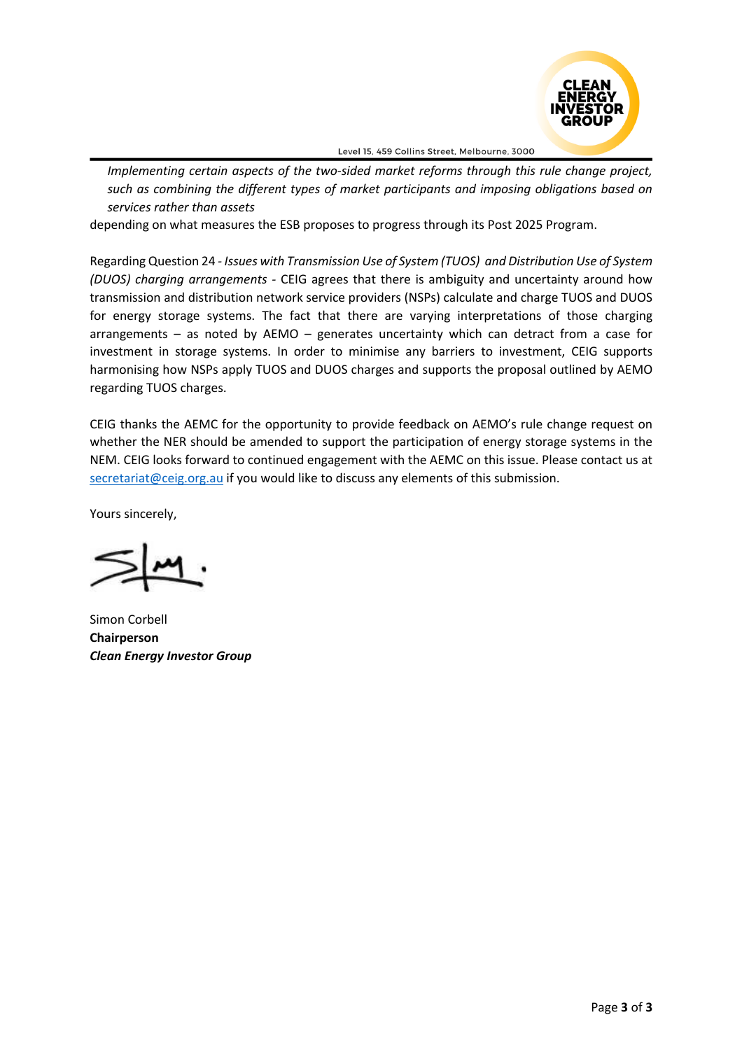*Implementing certain aspects of the two-sided market reforms through this rule change project, such as combining the different types of market participants and imposing obligations based on services rather than assets*

depending on what measures the ESB proposes to progress through its Post 2025 Program.

Regarding Question 24 - *Issues with Transmission Use of System (TUOS) and Distribution Use of System (DUOS) charging arrangements* - CEIG agrees that there is ambiguity and uncertainty around how transmission and distribution network service providers (NSPs) calculate and charge TUOS and DUOS for energy storage systems. The fact that there are varying interpretations of those charging arrangements – as noted by AEMO – generates uncertainty which can detract from a case for investment in storage systems. In order to minimise any barriers to investment, CEIG supports harmonising how NSPs apply TUOS and DUOS charges and supports the proposal outlined by AEMO regarding TUOS charges.

CEIG thanks the AEMC for the opportunity to provide feedback on AEMO's rule change request on whether the NER should be amended to support the participation of energy storage systems in the NEM. CEIG looks forward to continued engagement with the AEMC on this issue. Please contact us at secretariat@ceig.org.au if you would like to discuss any elements of this submission.

Yours sincerely,

Simon Corbell
**Chairperson**
***Clean Energy Investor Group***